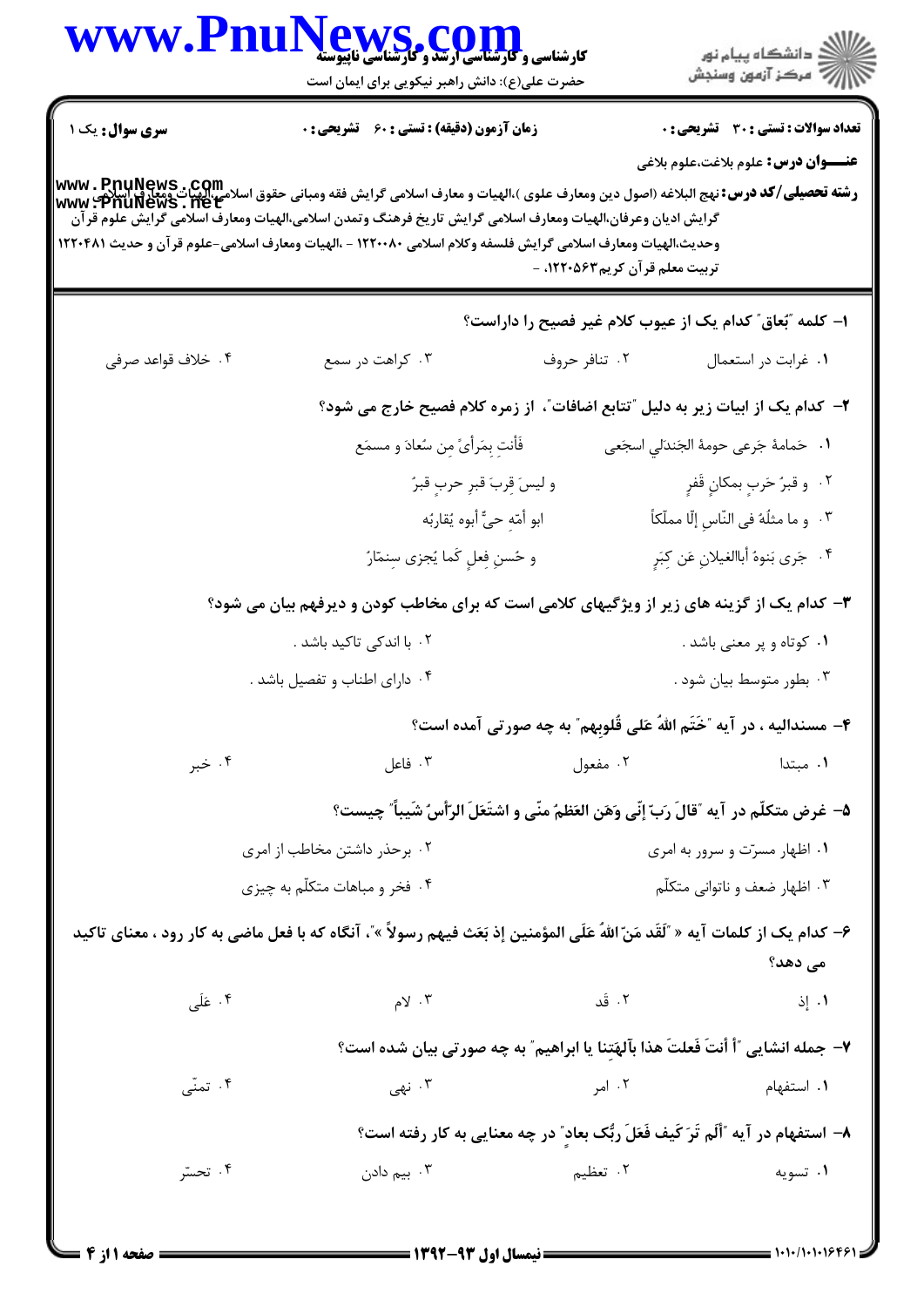**سری سوال:** یک ۱

**زمان آزمون (دقیقه) : تستی : ۶۰ تشریحی : ۰**

**تعداد سوالات : تستی : ۳۰ تشریحی : ۰**

**عنـــوان درس:** علوم بلاغت،علوم بلاغی

**رشته تحصیلی/کد درس:** نهج البلاغه (اصول دین ومعارف علوی )،الهیات و معارف اسلامی گرایش فقه ومبانی حقوق اسلامی،الهیات ومعارف اسلامی گرایش ادیان وعرفان،الهیات ومعارف اسلامی گرایش تاریخ فرهنگ وتمدن اسلامی،الهیات ومعارف اسلامی گرایش علوم قرآن وحدیث،الهیات ومعارف اسلامی گرایش فلسفه وکلام اسلامی ۱۲۲۰۰۸۰ - ،الهیات ومعارف اسلامی-علوم قرآن و حدیث ۱۲۲۰۴۸۱ تربیت معلم قرآن کریم۱۲۲۰۵۶۳، -

۱- کلمه "بُعاق" کدام یک از عیوب کلام غیر فصیح را داراست؟

۱. غرابت در استعمال
۲. تنافر حروف
۳. کراهت در سمع
۴. خلاف قواعد صرفی

۲- کدام یک از ابیات زیر به دلیل "تتابع اضافات"، از زمره کلام فصیح خارج می شود؟

۱. حَمامةَ جَرعی حومةِ الجَندَلِ اسجَعی فَأنتِ بِمَرأیً مِن سُعادَ و مسمَعِ
۲. و قبرُ حَربٍ بمکانٍ قَفرٍ و لیسَ قُربَ قبرِ حربٍ قبرٌ
۳. و ما مثلُهُ فی النّاسِ إلّا مملّکاً ابو أمّهِ حیٌّ أبوه یُقاربُه
۴. جَزی بَنوهُ أباالغیلانِ عَن کِبَرٍ و حُسنِ فعلٍ کَما یُجزی سِنمّارٌ

۳- کدام یک از گزینه های زیر از ویژگیهای کلامی است که برای مخاطب کودن و دیرفهم بیان می شود؟

۱. کوتاه و پر معنی باشد .
۲. با اندکی تاکید باشد .
۳. بطور متوسط بیان شود .
۴. دارای اطناب و تفصیل باشد .

۴- مسندالیه ، در آیه "خَتَمَ اللهُ عَلی قُلوبِهم" به چه صورتی آمده است؟

۱. مبتدا
۲. مفعول
۳. فاعل
۴. خبر

۵- غرض متکلّم در آیه "قالَ رَبِّ إنّی وَهَنَ العَظمُ منّی و اشتَعَلَ الرَّأسُ شَیباً" چیست؟

۱. اظهار مسرّت و سرور به امری
۲. برحذر داشتن مخاطب از امری
۳. اظهار ضعف و ناتوانی متکلّم
۴. فخر و مباهات متکلّم به چیزی

۶- کدام یک از کلمات آیه « "لَقَد مَنّ اللهُ عَلَی المؤمنین إذ بَعَث فیهم رسولاً »"، آنگاه که با فعل ماضی به کار رود ، معنای تاکید می دهد؟

۱. إذ
۲. قَد
۳. لام
۴. عَلَی

۷- جمله انشایی "أ أنتَ فَعلتَ هذا بآلِهَتِنا یا ابراهیم" به چه صورتی بیان شده است؟

۱. استفهام
۲. امر
۳. نهی
۴. تمنّی

۸- استفهام در آیه "أَلَم تَرَ کَیف فَعَلَ ربُّک بعادٍ" در چه معنایی به کار رفته است؟

۱. تسویه
۲. تعظیم
۳. بیم دادن
۴. تحسّر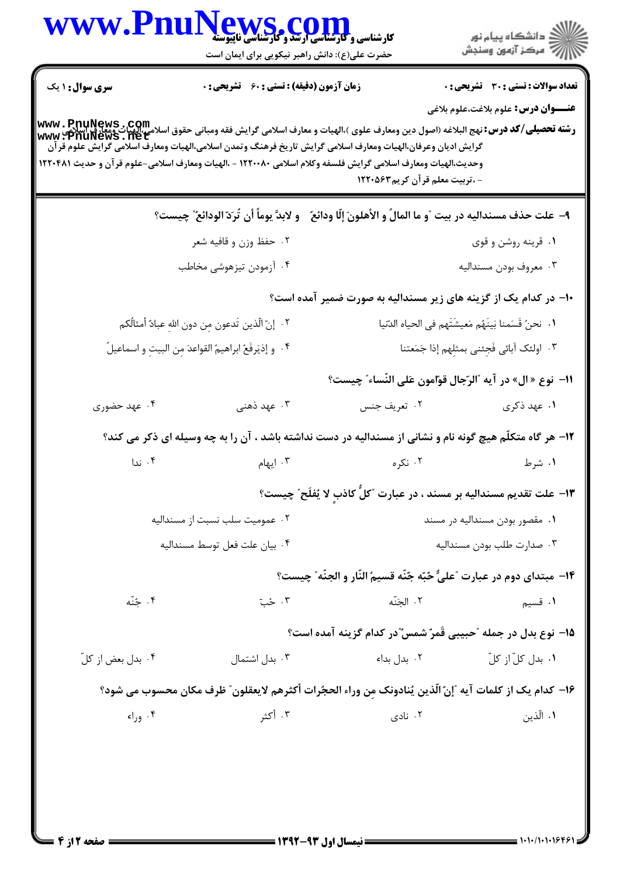**سری سوال:** ۱ یک

**زمان آزمون (دقیقه) : تستی :** ۶۰ **تشریحی :** ۰

**تعداد سوالات : تستی :** ۳۰ **تشریحی :** ۰

**عنـــوان درس:** علوم بلاغت،علوم بلاغی

**رشته تحصیلی/کد درس:** نهج البلاغه (اصول دین ومعارف علوی )،الهیات و معارف اسلامی گرایش فقه ومبانی حقوق اسلامی،الهیات ومعارف اسلامی گرایش ادیان وعرفان،الهیات ومعارف اسلامی گرایش تاریخ فرهنگ وتمدن اسلامی،الهیات ومعارف اسلامی گرایش علوم قرآن وحدیث،الهیات ومعارف اسلامی گرایش فلسفه وکلام اسلامی ۱۲۲۰۰۸۰ - ،الهیات ومعارف اسلامی-علوم قرآن و حدیث ۱۲۲۰۴۸۱ - ،تربیت معلم قرآن کریم۱۲۲۰۵۶۳

۹- علت حذف مسندالیه در بیت "و ما المالُ و الأهلونَ إلّا ودائعُ    و لابدَّ یوماً أن تُردّ الودائعُ" چیست؟

۱. قرینه روشن و قوی
۲. حفظ وزن و قافیه شعر
۳. معروف بودن مسندالیه
۴. آزمودن تیزهوشی مخاطب

۱۰- در کدام یک از گزینه های زیر مسندالیه به صورت ضمیر آمده است؟

۱. نحنُ قَسَمنا بَینَهُم مَعیشَتَهُم فی الحیاه الدّنیا
۲. إنّ الّذین تَدعون مِن دون اللهِ عبادٌ أمثالُکم
۳. اولئک آبائی فَجِئنی بمثلِهِم إذا جَمَعتنا
۴. و إذیَرفَعُ ابراهیمُ القواعدَ مِن البیتِ و اسماعیلُ

۱۱- نوع «ال» در آیه "الرّجال قوّامون عَلی النّساء" چیست؟

۱. عهد ذکری
۲. تعریف جنس
۳. عهد ذهنی
۴. عهد حضوری

۱۲- هر گاه متکلّم هیچ گونه نام و نشانی از مسندالیه در دست نداشته باشد ، آن را به چه وسیله ای ذکر می کند؟

۱. شرط
۲. نکره
۳. ابهام
۴. ندا

۱۳- علت تقدیم مسندالیه بر مسند ، در عبارت "کلُّ کاذبٍ لا یُفلَح" چیست؟

۱. مقصور بودن مسندالیه در مسند
۲. عمومیت سلب نسبت از مسندالیه
۳. صدارت طلب بودن مسندالیه
۴. بیان علت فعل توسط مسندالیه

۱۴- مبتدای دوم در عبارت "علیٌّ حبّه جنّه قسیمُ النّار و الجنّه" چیست؟

۱. قسیم
۲. الجنّه
۳. حبّ
۴. جنّه

۱۵- نوع بدل در جمله "حبیبی قَمرٌ شمسٌ"در کدام گزینه آمده است؟

۱. بدل کلّ از کلّ
۲. بدل بداء
۳. بدل اشتمال
۴. بدل بعض از کلّ

۱۶- کدام یک از کلمات آیه "إنّ الّذین یُنادونک مِن وراء الحجُرات أکثرهم لایعقلون" ظرف مکان محسوب می شود؟

۱. الّذین
۲. نادی
۳. أکثر
۴. وراء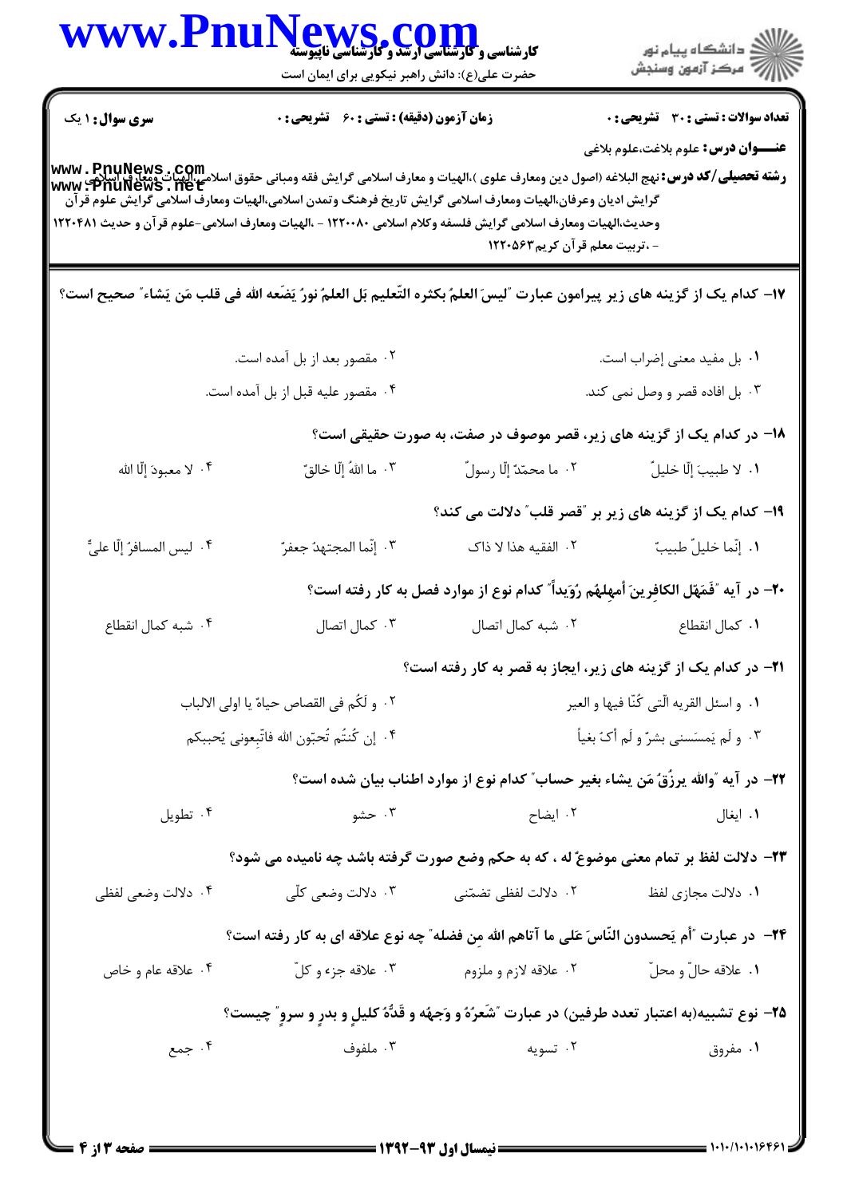**سری سوال:** ۱ یک

**زمان آزمون (دقیقه) : تستی :** ۶۰ **تشریحی :** ۰

**تعداد سوالات : تستی :** ۳۰ **تشریحی :** ۰

**عنـــوان درس:** علوم بلاغت،علوم بلاغی

**رشته تحصیلی/کد درس:** نهج البلاغه (اصول دین ومعارف علوی )،الهیات و معارف اسلامی گرایش فقه ومبانی حقوق اسلامی،الهیات ومعارف اسلامی گرایش ادیان وعرفان،الهیات ومعارف اسلامی گرایش تاریخ فرهنگ وتمدن اسلامی،الهیات ومعارف اسلامی گرایش علوم قرآن وحدیث،الهیات ومعارف اسلامی گرایش فلسفه وکلام اسلامی ۱۲۲۰۰۸۰ - ،الهیات ومعارف اسلامی-علوم قرآن و حدیث ۱۲۲۰۴۸۱ - ،تربیت معلم قرآن کریم۱۲۲۰۵۶۳

۱۷- کدام یک از گزینه های زیر پیرامون عبارت "لیسَ العلمُ بکثره التّعلیم بَل العلمُ نورٌ یَضَعه الله فی قلب مَن یَشاء" صحیح است؟

۱. بل مفید معنی إضراب است.
۲. مقصور بعد از بل آمده است.
۳. بل افاده قصر و وصل نمی کند.
۴. مقصور علیه قبل از بل آمده است.

۱۸- در کدام یک از گزینه های زیر، قصر موصوف در صفت، به صورت حقیقی است؟

۱. لا طبیبَ إلّا خلیلٌ
۲. ما محمّدٌ إلّا رسولٌ
۳. ما اللهُ إلّا خالقٌ
۴. لا معبودَ إلّا الله

۱۹- کدام یک از گزینه های زیر بر "قصر قلب" دلالت می کند؟

۱. إنّما خلیلٌ طبیبٌ
۲. الفقیه هذا لا ذاک
۳. إنّما المجتهدُ جعفرٌ
۴. لیس المسافرُ إلّا علیٌّ

۲۰- در آیه "فَمَهِّل الکافِرینَ أَمهِلهُم رُوَیداً" کدام نوع از موارد فصل به کار رفته است؟

۱. کمال انقطاع
۲. شبه کمال اتصال
۳. کمال اتصال
۴. شبه کمال انقطاع

۲۱- در کدام یک از گزینه های زیر، ایجاز به قصر به کار رفته است؟

۱. و اسئل القریه الّتی کُنّا فیها و العیر
۲. و لَکُم فی القصاص حیاهٌ یا اولی الالباب
۳. و لَم یَمسَسنی بشرٌ و لَم أکُ بغیاً
۴. إن کُنتُم تُحبّون الله فاتّبِعونی یُحببکم

۲۲- در آیه "والله یرزُقُ مَن یشاء بغیر حساب" کدام نوع از موارد اطناب بیان شده است؟

۱. ایغال
۲. ایضاح
۳. حشو
۴. تطویل

۲۳- دلالت لفظ بر تمام معنی موضوعٌ له ، که به حکم وضع صورت گرفته باشد چه نامیده می شود؟

۱. دلالت مجازی لفظ
۲. دلالت لفظی تضمّنی
۳. دلالت وضعی کلّی
۴. دلالت وضعی لفظی

۲۴- در عبارت "أم یَحسدون النّاسَ عَلی ما آتاهم الله مِن فضله" چه نوع علاقه ای به کار رفته است؟

۱. علاقه حالّ و محلّ
۲. علاقه لازم و ملزوم
۳. علاقه جزء و کلّ
۴. علاقه عام و خاص

۲۵- نوع تشبیه(به اعتبار تعدد طرفین) در عبارت "شَعرُهٗ و وَجهُه و قَدُّهٗ کلیلٍ و بدرٍ و سروٍ" چیست؟

۱. مفروق
۲. تسویه
۳. ملفوف
۴. جمع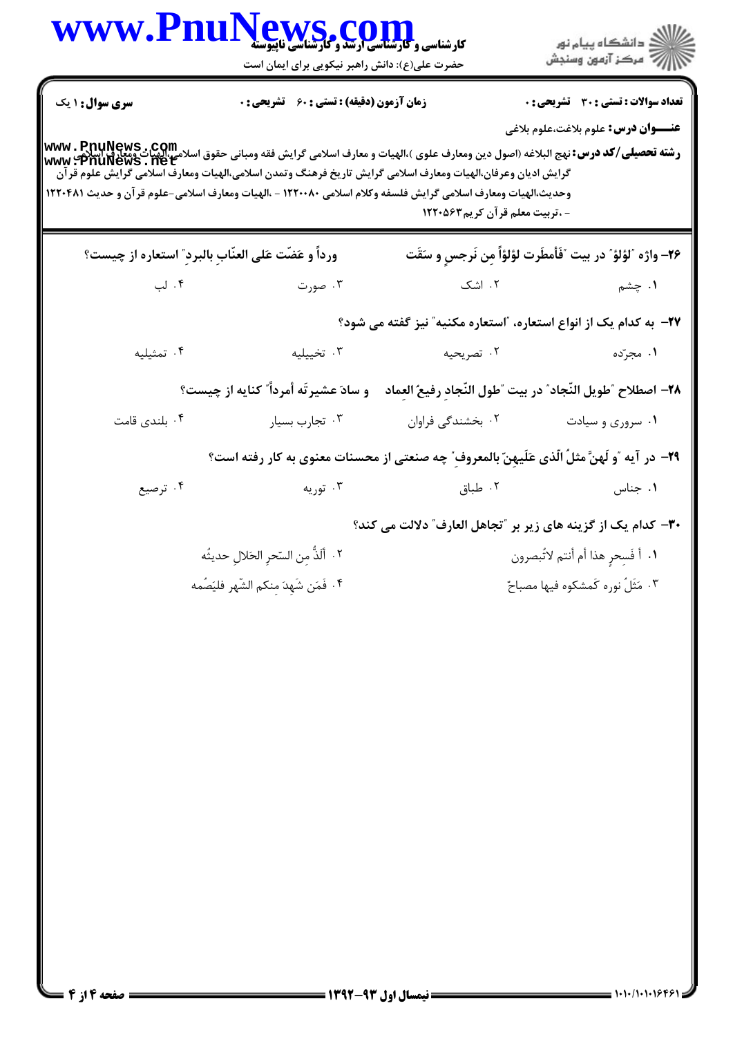**تعداد سوالات : تستی : ۳۰ تشریحی : ۰** | **زمان آزمون (دقیقه) : تستی : ۶۰ تشریحی : ۰** | **سری سوال : ۱ یک**

**عنـــوان درس:** علوم بلاغت،علوم بلاغی

**رشته تحصیلی/کد درس:** نهج البلاغه (اصول دین ومعارف علوی )،الهیات و معارف اسلامی گرایش فقه ومبانی حقوق اسلامی،الهیات ومعارف اسلامی گرایش ادیان وعرفان،الهیات ومعارف اسلامی گرایش تاریخ فرهنگ وتمدن اسلامی،الهیات ومعارف اسلامی گرایش علوم قرآن وحدیث،الهیات ومعارف اسلامی گرایش فلسفه وکلام اسلامی ۱۲۲۰۰۸۰ - ،الهیات ومعارف اسلامی-علوم قرآن و حدیث ۱۲۲۰۴۸۱ - ،تربیت معلم قرآن کریم۱۲۲۰۵۶۳

۲۶- واژه "لؤلؤ" در بیت "فَأمطَرت لؤلؤاً مِن نَرجسٍ و سَقَت ورداً و عَضّت عَلی العنّابِ بالبردِ" استعاره از چیست؟

۱. چشم
۲. اشک
۳. صورت
۴. لب

۲۷- به کدام یک از انواع استعاره، "استعاره مکنیه" نیز گفته می شود؟

۱. مجرّده
۲. تصریحیه
۳. تخییلیه
۴. تمثیلیه

۲۸- اصطلاح "طویل النّجاد" در بیت "طول النّجادِ رفیعُ العِماد و سادَ عشیرتَه أمرداً" کنایه از چیست؟

۱. سروری و سیادت
۲. بخشندگی فراوان
۳. تجارب بسیار
۴. بلندی قامت

۲۹- در آیه "و لَهنَّ مثلُ الّذی عَلَیهِنّ بالمعروف" چه صنعتی از محسنات معنوی به کار رفته است؟

۱. جناس
۲. طباق
۳. توریه
۴. ترصیع

۳۰- کدام یک از گزینه های زیر بر "تجاهل العارف" دلالت می کند؟

۱. أ فَسِحرٌ هذا أم أنتم لاتُبصرون
۲. ألَذُّ مِن السّحرِ الحَلالِ حدیثُه
۳. مَثَلُ نوره کَمشکوه فیها مصباحٌ
۴. فَمَن شَهِدَ مِنکم الشّهر فلیَصُمه